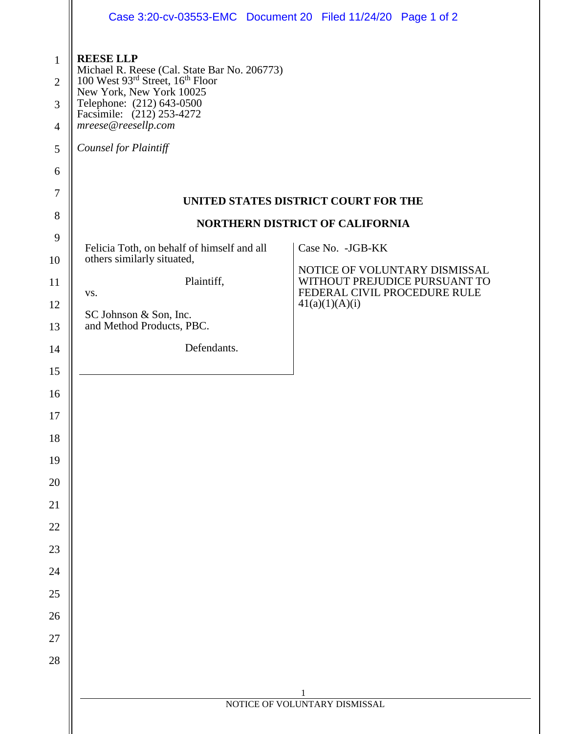**REESE LLP**
Michael R. Reese (Cal. State Bar No. 206773)
100 West 93rd Street, 16th Floor
New York, New York 10025
Telephone: (212) 643-0500
Facsimile: (212) 253-4272
*mreese@reesellp.com*

*Counsel for Plaintiff*

**UNITED STATES DISTRICT COURT FOR THE**

**NORTHERN DISTRICT OF CALIFORNIA**

| | |
|---|---|
| Felicia Toth, on behalf of himself and all others similarly situated,<br><br>Plaintiff,<br><br>vs.<br><br>SC Johnson & Son, Inc. and Method Products, PBC.<br><br>Defendants. | Case No. -JGB-KK<br><br>NOTICE OF VOLUNTARY DISMISSAL WITHOUT PREJUDICE PURSUANT TO FEDERAL CIVIL PROCEDURE RULE 41(a)(1)(A)(i) |

NOTICE OF VOLUNTARY DISMISSAL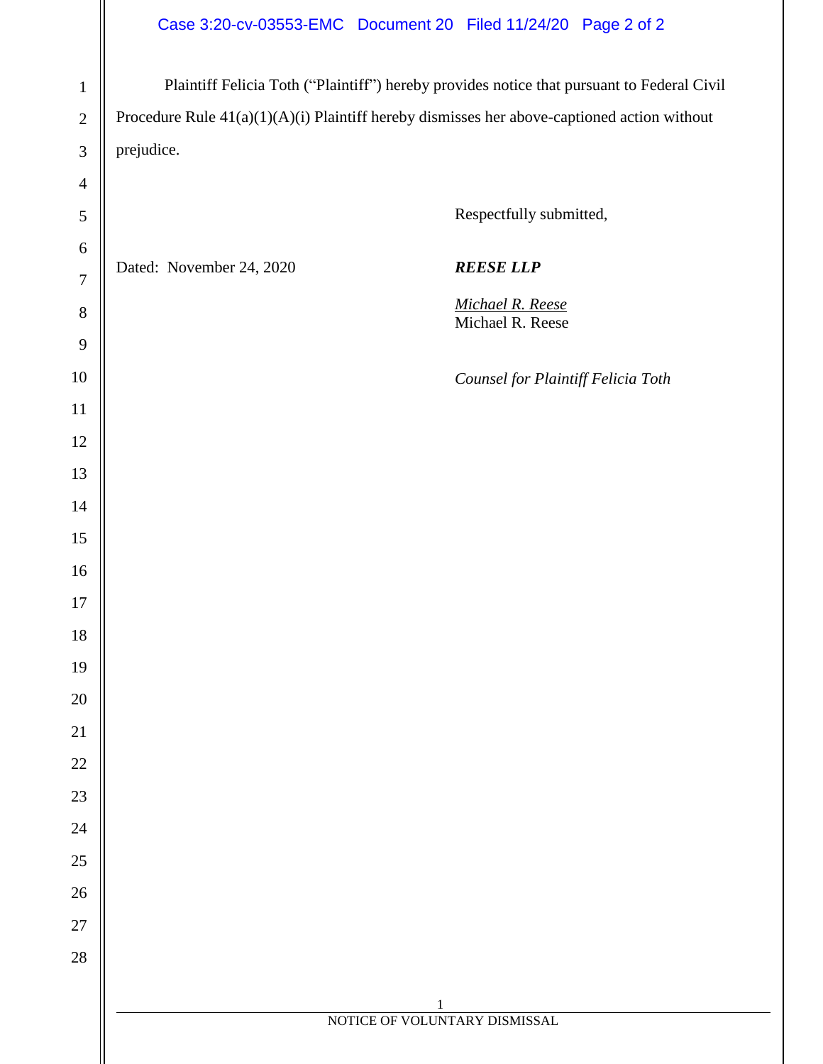Plaintiff Felicia Toth ("Plaintiff") hereby provides notice that pursuant to Federal Civil Procedure Rule 41(a)(1)(A)(i) Plaintiff hereby dismisses her above-captioned action without prejudice.

Respectfully submitted,

Dated: November 24, 2020

***REESE LLP***

*Michael R. Reese*
Michael R. Reese

*Counsel for Plaintiff Felicia Toth*

NOTICE OF VOLUNTARY DISMISSAL